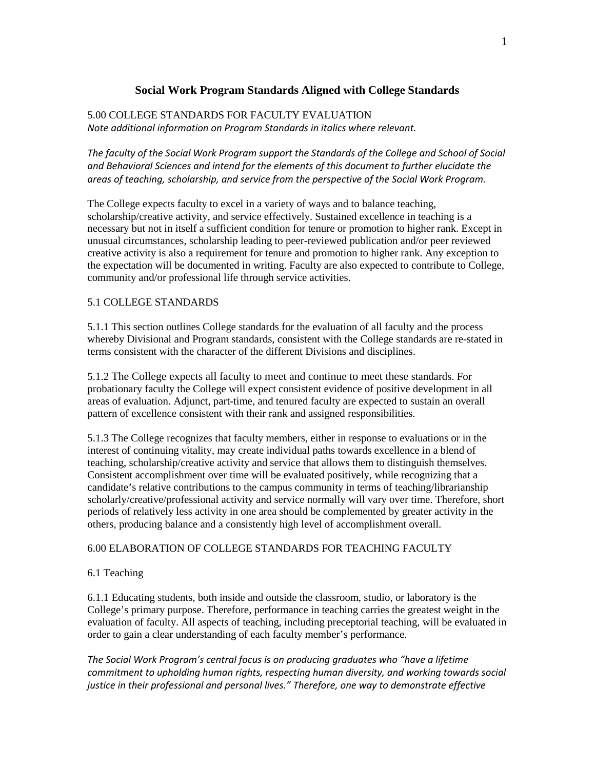# Social Work Program Standards Aligned with College Standards

## 5.00 COLLEGE STANDARDS FOR FACULTY EVALUATION

*Note additional information on Program Standards in italics where relevant.*

*The faculty of the Social Work Program support the Standards of the College and School of Social and Behavioral Sciences and intend for the elements of this document to further elucidate the areas of teaching, scholarship, and service from the perspective of the Social Work Program.*

The College expects faculty to excel in a variety of ways and to balance teaching, scholarship/creative activity, and service effectively. Sustained excellence in teaching is a necessary but not in itself a sufficient condition for tenure or promotion to higher rank. Except in unusual circumstances, scholarship leading to peer-reviewed publication and/or peer reviewed creative activity is also a requirement for tenure and promotion to higher rank. Any exception to the expectation will be documented in writing. Faculty are also expected to contribute to College, community and/or professional life through service activities.

### 5.1 COLLEGE STANDARDS

5.1.1 This section outlines College standards for the evaluation of all faculty and the process whereby Divisional and Program standards, consistent with the College standards are re-stated in terms consistent with the character of the different Divisions and disciplines.

5.1.2 The College expects all faculty to meet and continue to meet these standards. For probationary faculty the College will expect consistent evidence of positive development in all areas of evaluation. Adjunct, part-time, and tenured faculty are expected to sustain an overall pattern of excellence consistent with their rank and assigned responsibilities.

5.1.3 The College recognizes that faculty members, either in response to evaluations or in the interest of continuing vitality, may create individual paths towards excellence in a blend of teaching, scholarship/creative activity and service that allows them to distinguish themselves. Consistent accomplishment over time will be evaluated positively, while recognizing that a candidate's relative contributions to the campus community in terms of teaching/librarianship scholarly/creative/professional activity and service normally will vary over time. Therefore, short periods of relatively less activity in one area should be complemented by greater activity in the others, producing balance and a consistently high level of accomplishment overall.

## 6.00 ELABORATION OF COLLEGE STANDARDS FOR TEACHING FACULTY

### 6.1 Teaching

6.1.1 Educating students, both inside and outside the classroom, studio, or laboratory is the College's primary purpose. Therefore, performance in teaching carries the greatest weight in the evaluation of faculty. All aspects of teaching, including preceptorial teaching, will be evaluated in order to gain a clear understanding of each faculty member's performance.

*The Social Work Program's central focus is on producing graduates who "have a lifetime commitment to upholding human rights, respecting human diversity, and working towards social justice in their professional and personal lives." Therefore, one way to demonstrate effective*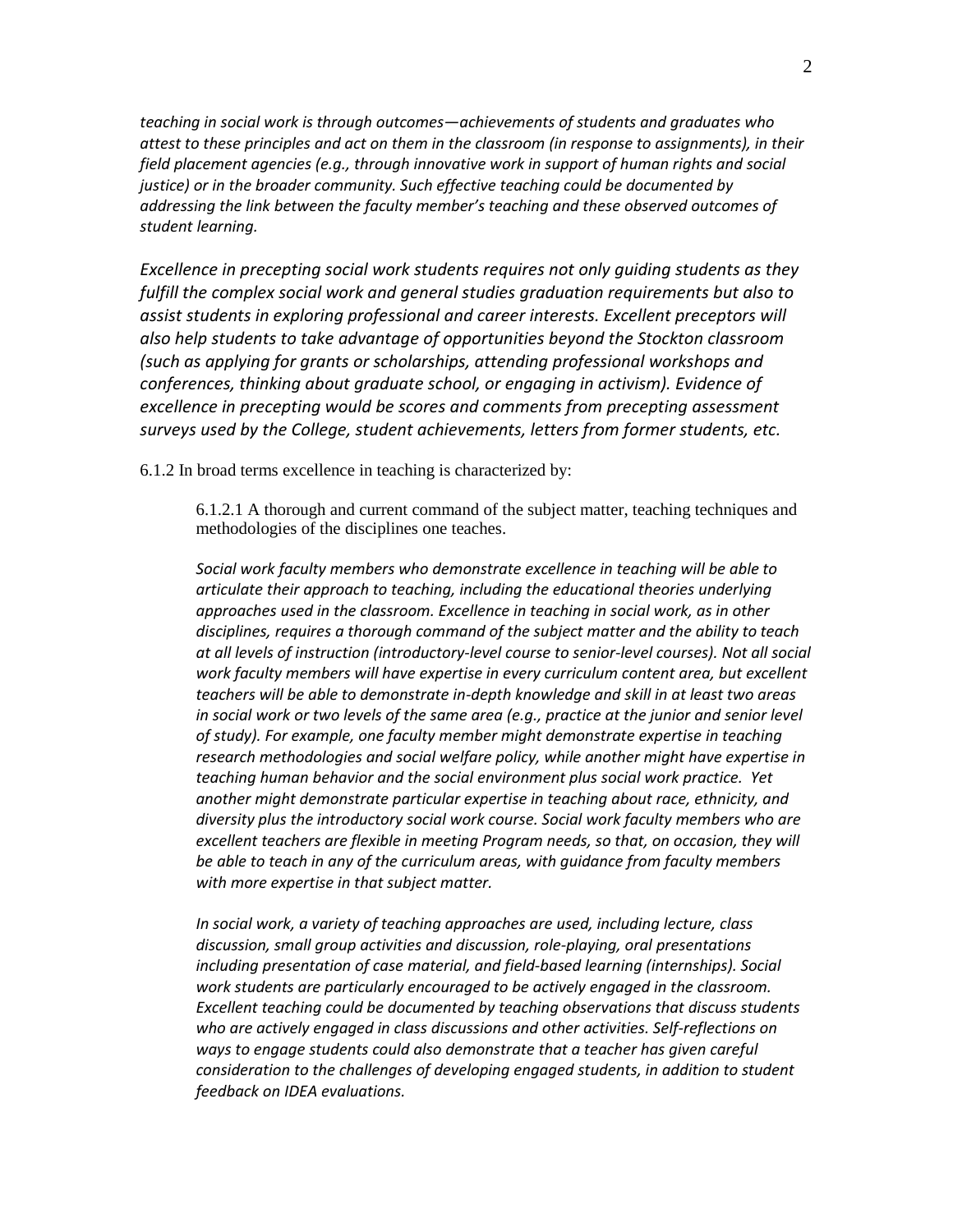*teaching in social work is through outcomes—achievements of students and graduates who attest to these principles and act on them in the classroom (in response to assignments), in their field placement agencies (e.g., through innovative work in support of human rights and social justice) or in the broader community. Such effective teaching could be documented by addressing the link between the faculty member's teaching and these observed outcomes of student learning.*

*Excellence in precepting social work students requires not only guiding students as they fulfill the complex social work and general studies graduation requirements but also to assist students in exploring professional and career interests. Excellent preceptors will also help students to take advantage of opportunities beyond the Stockton classroom (such as applying for grants or scholarships, attending professional workshops and conferences, thinking about graduate school, or engaging in activism). Evidence of excellence in precepting would be scores and comments from precepting assessment surveys used by the College, student achievements, letters from former students, etc.*

6.1.2 In broad terms excellence in teaching is characterized by:

> 6.1.2.1 A thorough and current command of the subject matter, teaching techniques and methodologies of the disciplines one teaches.
>
> *Social work faculty members who demonstrate excellence in teaching will be able to articulate their approach to teaching, including the educational theories underlying approaches used in the classroom. Excellence in teaching in social work, as in other disciplines, requires a thorough command of the subject matter and the ability to teach at all levels of instruction (introductory-level course to senior-level courses). Not all social work faculty members will have expertise in every curriculum content area, but excellent teachers will be able to demonstrate in-depth knowledge and skill in at least two areas in social work or two levels of the same area (e.g., practice at the junior and senior level of study). For example, one faculty member might demonstrate expertise in teaching research methodologies and social welfare policy, while another might have expertise in teaching human behavior and the social environment plus social work practice. Yet another might demonstrate particular expertise in teaching about race, ethnicity, and diversity plus the introductory social work course. Social work faculty members who are excellent teachers are flexible in meeting Program needs, so that, on occasion, they will be able to teach in any of the curriculum areas, with guidance from faculty members with more expertise in that subject matter.*
>
> *In social work, a variety of teaching approaches are used, including lecture, class discussion, small group activities and discussion, role-playing, oral presentations including presentation of case material, and field-based learning (internships). Social work students are particularly encouraged to be actively engaged in the classroom. Excellent teaching could be documented by teaching observations that discuss students who are actively engaged in class discussions and other activities. Self-reflections on ways to engage students could also demonstrate that a teacher has given careful consideration to the challenges of developing engaged students, in addition to student feedback on IDEA evaluations.*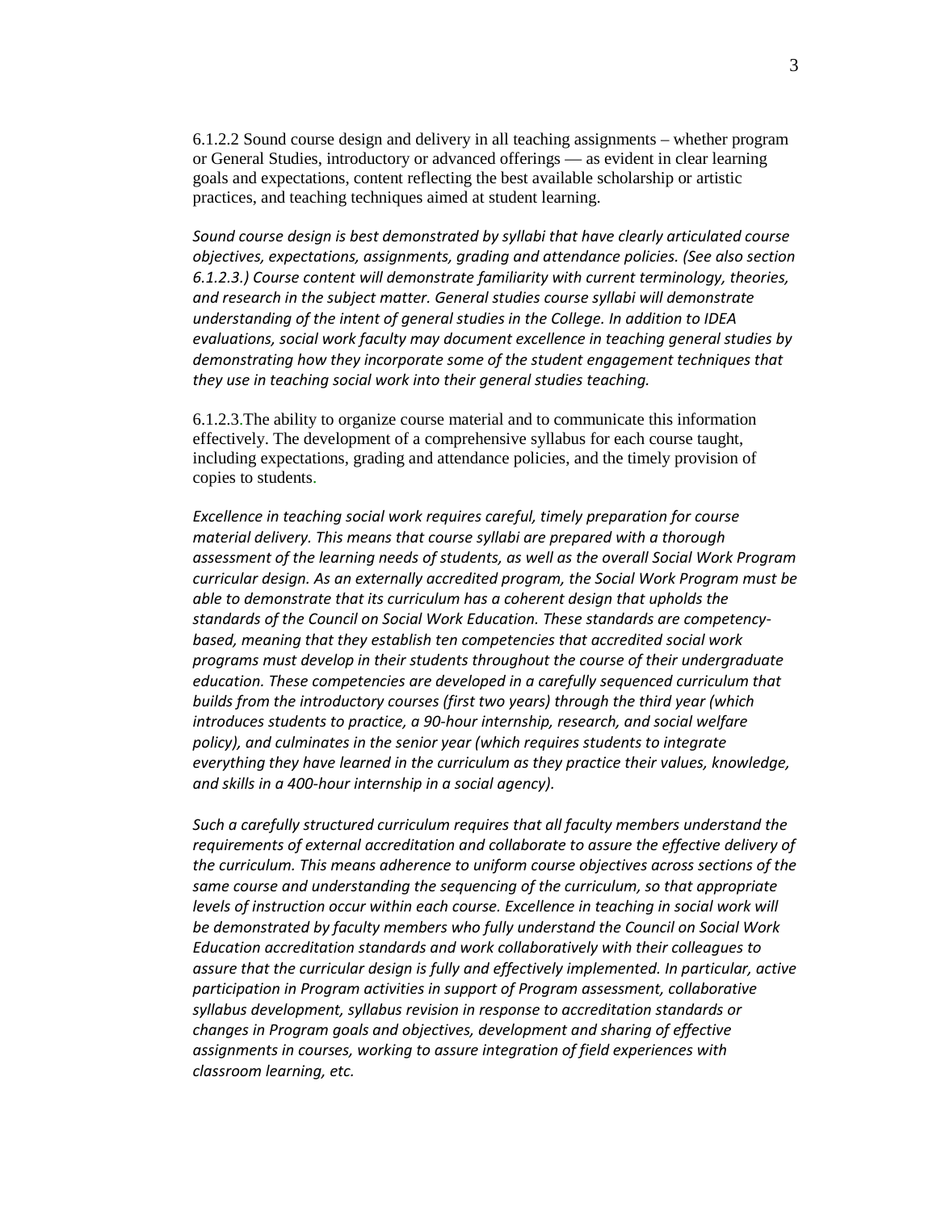6.1.2.2 Sound course design and delivery in all teaching assignments – whether program or General Studies, introductory or advanced offerings — as evident in clear learning goals and expectations, content reflecting the best available scholarship or artistic practices, and teaching techniques aimed at student learning.

*Sound course design is best demonstrated by syllabi that have clearly articulated course objectives, expectations, assignments, grading and attendance policies. (See also section 6.1.2.3.) Course content will demonstrate familiarity with current terminology, theories, and research in the subject matter. General studies course syllabi will demonstrate understanding of the intent of general studies in the College. In addition to IDEA evaluations, social work faculty may document excellence in teaching general studies by demonstrating how they incorporate some of the student engagement techniques that they use in teaching social work into their general studies teaching.*

6.1.2.3.The ability to organize course material and to communicate this information effectively. The development of a comprehensive syllabus for each course taught, including expectations, grading and attendance policies, and the timely provision of copies to students.

*Excellence in teaching social work requires careful, timely preparation for course material delivery. This means that course syllabi are prepared with a thorough assessment of the learning needs of students, as well as the overall Social Work Program curricular design. As an externally accredited program, the Social Work Program must be able to demonstrate that its curriculum has a coherent design that upholds the standards of the Council on Social Work Education. These standards are competency-based, meaning that they establish ten competencies that accredited social work programs must develop in their students throughout the course of their undergraduate education. These competencies are developed in a carefully sequenced curriculum that builds from the introductory courses (first two years) through the third year (which introduces students to practice, a 90-hour internship, research, and social welfare policy), and culminates in the senior year (which requires students to integrate everything they have learned in the curriculum as they practice their values, knowledge, and skills in a 400-hour internship in a social agency).*

*Such a carefully structured curriculum requires that all faculty members understand the requirements of external accreditation and collaborate to assure the effective delivery of the curriculum. This means adherence to uniform course objectives across sections of the same course and understanding the sequencing of the curriculum, so that appropriate levels of instruction occur within each course. Excellence in teaching in social work will be demonstrated by faculty members who fully understand the Council on Social Work Education accreditation standards and work collaboratively with their colleagues to assure that the curricular design is fully and effectively implemented. In particular, active participation in Program activities in support of Program assessment, collaborative syllabus development, syllabus revision in response to accreditation standards or changes in Program goals and objectives, development and sharing of effective assignments in courses, working to assure integration of field experiences with classroom learning, etc.*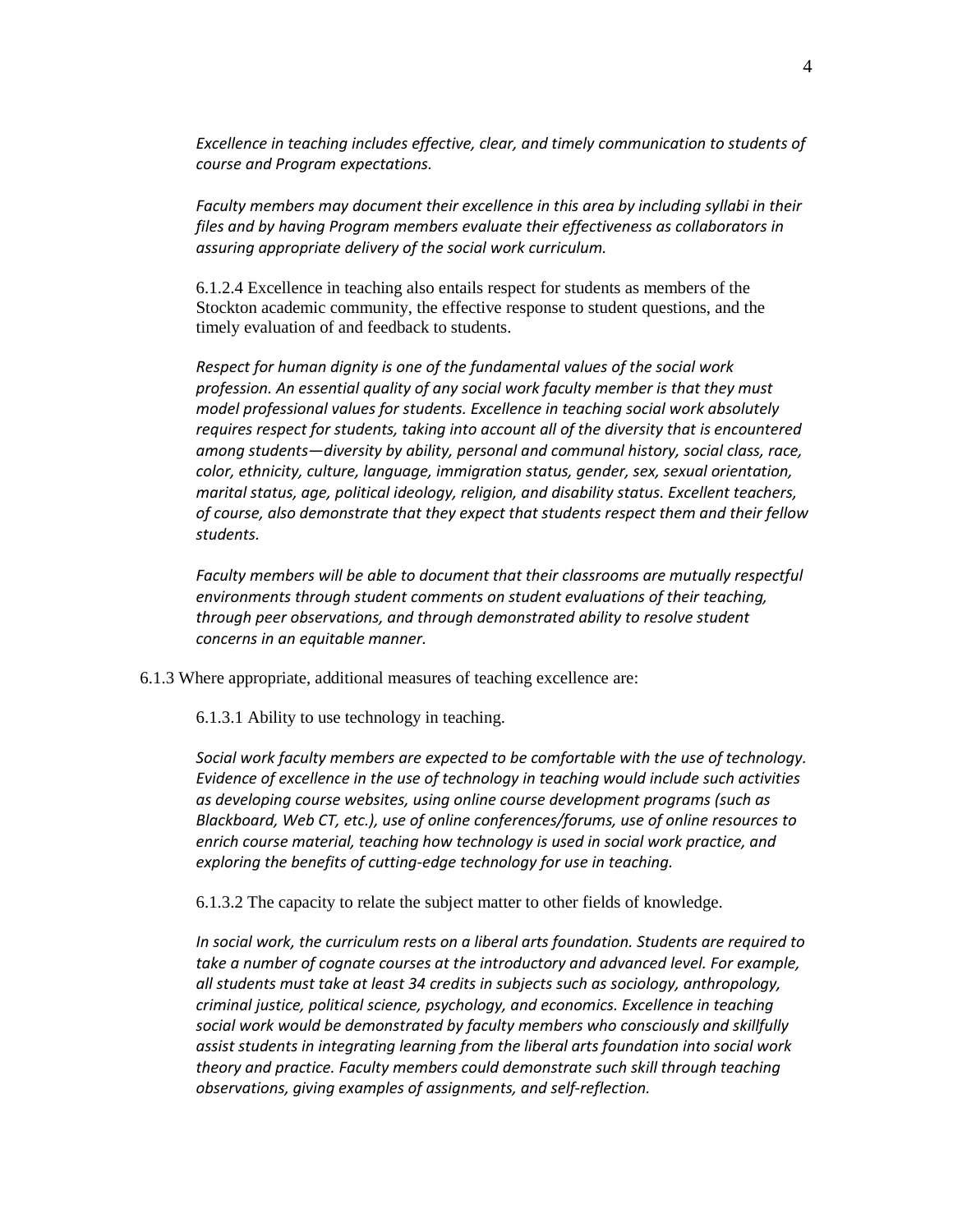*Excellence in teaching includes effective, clear, and timely communication to students of course and Program expectations.*

*Faculty members may document their excellence in this area by including syllabi in their files and by having Program members evaluate their effectiveness as collaborators in assuring appropriate delivery of the social work curriculum.*

6.1.2.4 Excellence in teaching also entails respect for students as members of the Stockton academic community, the effective response to student questions, and the timely evaluation of and feedback to students.

*Respect for human dignity is one of the fundamental values of the social work profession. An essential quality of any social work faculty member is that they must model professional values for students. Excellence in teaching social work absolutely requires respect for students, taking into account all of the diversity that is encountered among students—diversity by ability, personal and communal history, social class, race, color, ethnicity, culture, language, immigration status, gender, sex, sexual orientation, marital status, age, political ideology, religion, and disability status. Excellent teachers, of course, also demonstrate that they expect that students respect them and their fellow students.*

*Faculty members will be able to document that their classrooms are mutually respectful environments through student comments on student evaluations of their teaching, through peer observations, and through demonstrated ability to resolve student concerns in an equitable manner.*

6.1.3 Where appropriate, additional measures of teaching excellence are:

6.1.3.1 Ability to use technology in teaching.

*Social work faculty members are expected to be comfortable with the use of technology. Evidence of excellence in the use of technology in teaching would include such activities as developing course websites, using online course development programs (such as Blackboard, Web CT, etc.), use of online conferences/forums, use of online resources to enrich course material, teaching how technology is used in social work practice, and exploring the benefits of cutting-edge technology for use in teaching.*

6.1.3.2 The capacity to relate the subject matter to other fields of knowledge.

*In social work, the curriculum rests on a liberal arts foundation. Students are required to take a number of cognate courses at the introductory and advanced level. For example, all students must take at least 34 credits in subjects such as sociology, anthropology, criminal justice, political science, psychology, and economics. Excellence in teaching social work would be demonstrated by faculty members who consciously and skillfully assist students in integrating learning from the liberal arts foundation into social work theory and practice. Faculty members could demonstrate such skill through teaching observations, giving examples of assignments, and self-reflection.*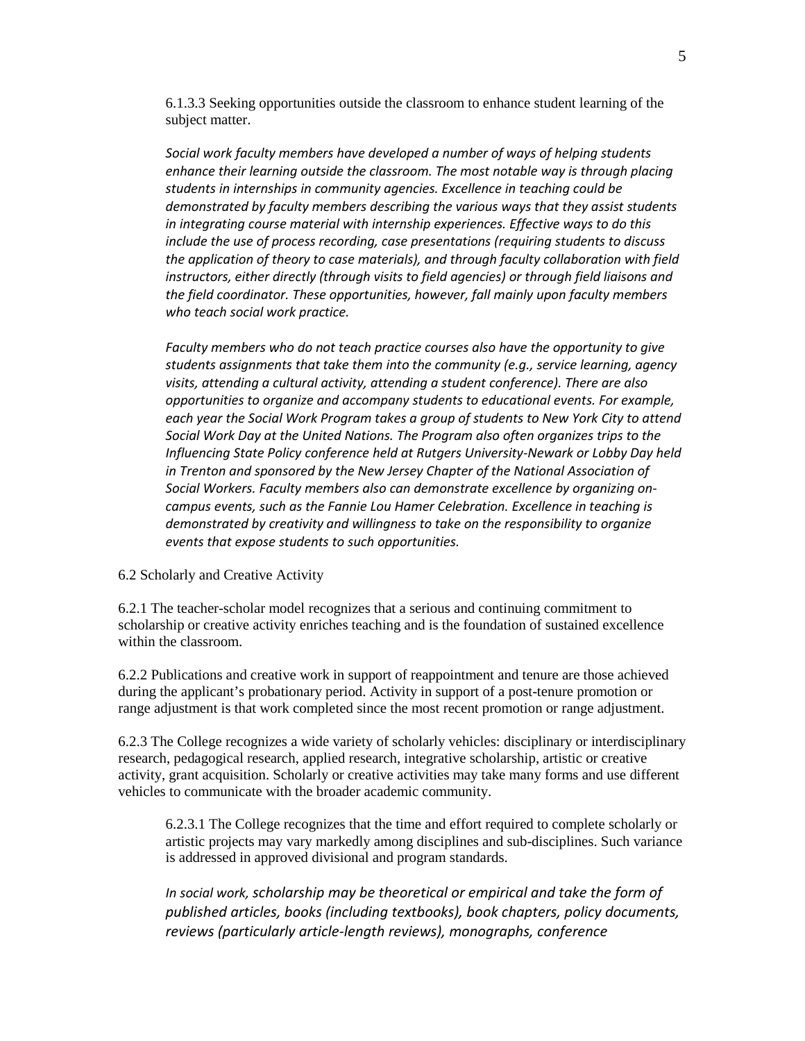6.1.3.3 Seeking opportunities outside the classroom to enhance student learning of the subject matter.

*Social work faculty members have developed a number of ways of helping students enhance their learning outside the classroom. The most notable way is through placing students in internships in community agencies. Excellence in teaching could be demonstrated by faculty members describing the various ways that they assist students in integrating course material with internship experiences. Effective ways to do this include the use of process recording, case presentations (requiring students to discuss the application of theory to case materials), and through faculty collaboration with field instructors, either directly (through visits to field agencies) or through field liaisons and the field coordinator. These opportunities, however, fall mainly upon faculty members who teach social work practice.*

*Faculty members who do not teach practice courses also have the opportunity to give students assignments that take them into the community (e.g., service learning, agency visits, attending a cultural activity, attending a student conference). There are also opportunities to organize and accompany students to educational events. For example, each year the Social Work Program takes a group of students to New York City to attend Social Work Day at the United Nations. The Program also often organizes trips to the Influencing State Policy conference held at Rutgers University-Newark or Lobby Day held in Trenton and sponsored by the New Jersey Chapter of the National Association of Social Workers. Faculty members also can demonstrate excellence by organizing on-campus events, such as the Fannie Lou Hamer Celebration. Excellence in teaching is demonstrated by creativity and willingness to take on the responsibility to organize events that expose students to such opportunities.*

6.2 Scholarly and Creative Activity

6.2.1 The teacher-scholar model recognizes that a serious and continuing commitment to scholarship or creative activity enriches teaching and is the foundation of sustained excellence within the classroom.

6.2.2 Publications and creative work in support of reappointment and tenure are those achieved during the applicant's probationary period. Activity in support of a post-tenure promotion or range adjustment is that work completed since the most recent promotion or range adjustment.

6.2.3 The College recognizes a wide variety of scholarly vehicles: disciplinary or interdisciplinary research, pedagogical research, applied research, integrative scholarship, artistic or creative activity, grant acquisition. Scholarly or creative activities may take many forms and use different vehicles to communicate with the broader academic community.

6.2.3.1 The College recognizes that the time and effort required to complete scholarly or artistic projects may vary markedly among disciplines and sub-disciplines. Such variance is addressed in approved divisional and program standards.

*In social work, scholarship may be theoretical or empirical and take the form of published articles, books (including textbooks), book chapters, policy documents, reviews (particularly article-length reviews), monographs, conference*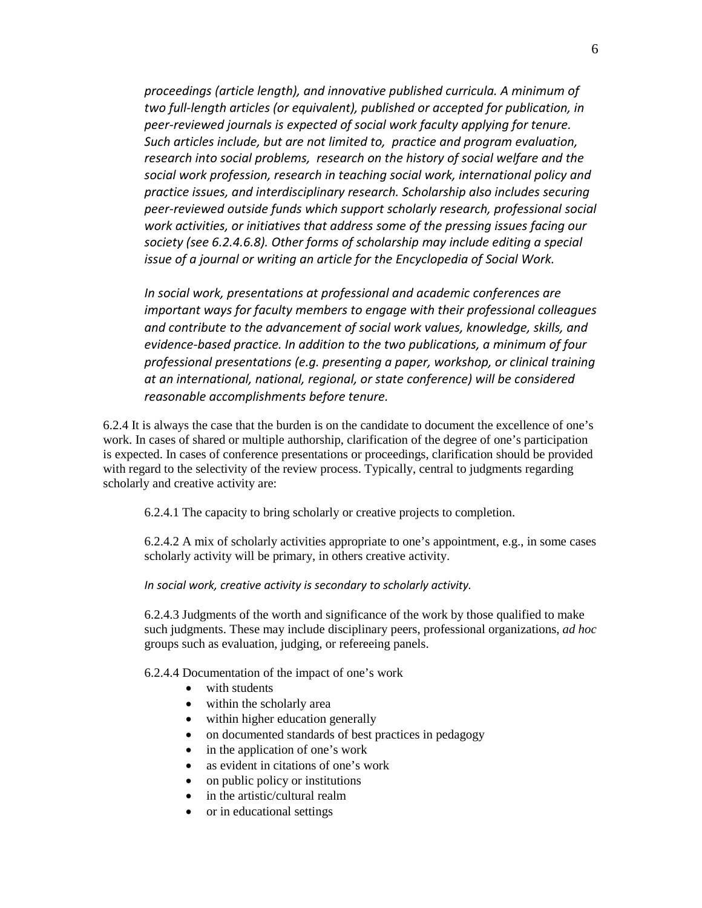*proceedings (article length), and innovative published curricula. A minimum of two full-length articles (or equivalent), published or accepted for publication, in peer-reviewed journals is expected of social work faculty applying for tenure. Such articles include, but are not limited to, practice and program evaluation, research into social problems, research on the history of social welfare and the social work profession, research in teaching social work, international policy and practice issues, and interdisciplinary research. Scholarship also includes securing peer-reviewed outside funds which support scholarly research, professional social work activities, or initiatives that address some of the pressing issues facing our society (see 6.2.4.6.8). Other forms of scholarship may include editing a special issue of a journal or writing an article for the Encyclopedia of Social Work.*

*In social work, presentations at professional and academic conferences are important ways for faculty members to engage with their professional colleagues and contribute to the advancement of social work values, knowledge, skills, and evidence-based practice. In addition to the two publications, a minimum of four professional presentations (e.g. presenting a paper, workshop, or clinical training at an international, national, regional, or state conference) will be considered reasonable accomplishments before tenure.*

6.2.4 It is always the case that the burden is on the candidate to document the excellence of one's work. In cases of shared or multiple authorship, clarification of the degree of one's participation is expected. In cases of conference presentations or proceedings, clarification should be provided with regard to the selectivity of the review process. Typically, central to judgments regarding scholarly and creative activity are:

6.2.4.1 The capacity to bring scholarly or creative projects to completion.

6.2.4.2 A mix of scholarly activities appropriate to one's appointment, e.g., in some cases scholarly activity will be primary, in others creative activity.

*In social work, creative activity is secondary to scholarly activity.*

6.2.4.3 Judgments of the worth and significance of the work by those qualified to make such judgments. These may include disciplinary peers, professional organizations, *ad hoc* groups such as evaluation, judging, or refereeing panels.

6.2.4.4 Documentation of the impact of one's work

- with students
- within the scholarly area
- within higher education generally
- on documented standards of best practices in pedagogy
- in the application of one's work
- as evident in citations of one's work
- on public policy or institutions
- in the artistic/cultural realm
- or in educational settings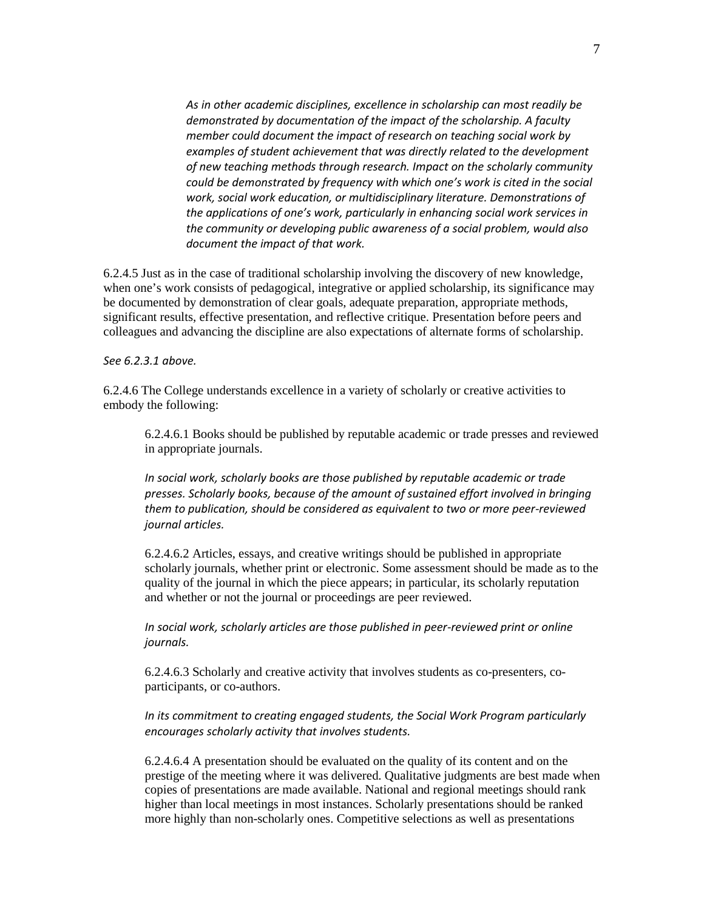*As in other academic disciplines, excellence in scholarship can most readily be demonstrated by documentation of the impact of the scholarship. A faculty member could document the impact of research on teaching social work by examples of student achievement that was directly related to the development of new teaching methods through research. Impact on the scholarly community could be demonstrated by frequency with which one's work is cited in the social work, social work education, or multidisciplinary literature. Demonstrations of the applications of one's work, particularly in enhancing social work services in the community or developing public awareness of a social problem, would also document the impact of that work.*

6.2.4.5 Just as in the case of traditional scholarship involving the discovery of new knowledge, when one's work consists of pedagogical, integrative or applied scholarship, its significance may be documented by demonstration of clear goals, adequate preparation, appropriate methods, significant results, effective presentation, and reflective critique. Presentation before peers and colleagues and advancing the discipline are also expectations of alternate forms of scholarship.

*See 6.2.3.1 above.*

6.2.4.6 The College understands excellence in a variety of scholarly or creative activities to embody the following:

> 6.2.4.6.1 Books should be published by reputable academic or trade presses and reviewed in appropriate journals.
>
> *In social work, scholarly books are those published by reputable academic or trade presses. Scholarly books, because of the amount of sustained effort involved in bringing them to publication, should be considered as equivalent to two or more peer-reviewed journal articles.*
>
> 6.2.4.6.2 Articles, essays, and creative writings should be published in appropriate scholarly journals, whether print or electronic. Some assessment should be made as to the quality of the journal in which the piece appears; in particular, its scholarly reputation and whether or not the journal or proceedings are peer reviewed.
>
> *In social work, scholarly articles are those published in peer-reviewed print or online journals.*
>
> 6.2.4.6.3 Scholarly and creative activity that involves students as co-presenters, co-participants, or co-authors.
>
> *In its commitment to creating engaged students, the Social Work Program particularly encourages scholarly activity that involves students.*
>
> 6.2.4.6.4 A presentation should be evaluated on the quality of its content and on the prestige of the meeting where it was delivered. Qualitative judgments are best made when copies of presentations are made available. National and regional meetings should rank higher than local meetings in most instances. Scholarly presentations should be ranked more highly than non-scholarly ones. Competitive selections as well as presentations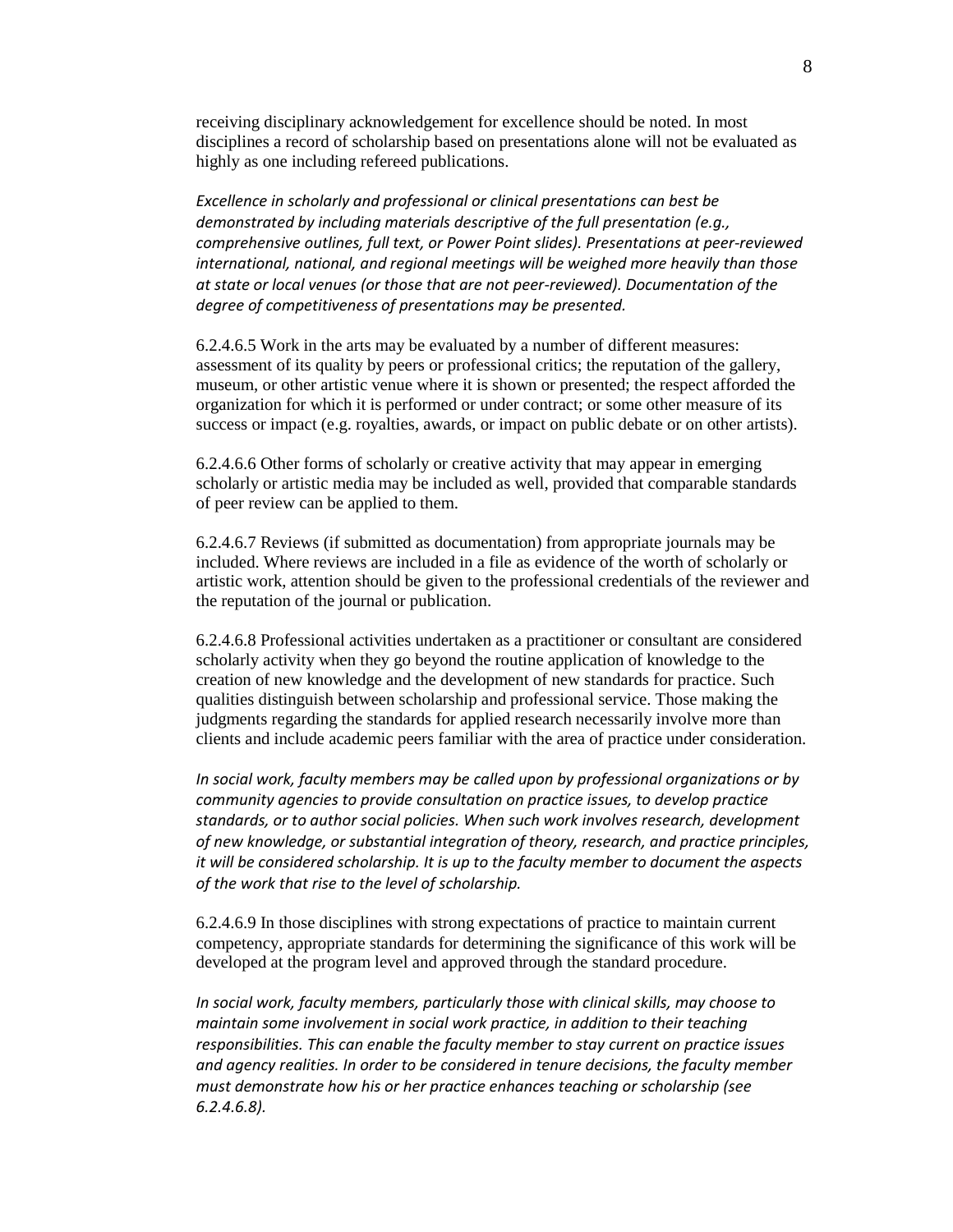receiving disciplinary acknowledgement for excellence should be noted. In most disciplines a record of scholarship based on presentations alone will not be evaluated as highly as one including refereed publications.

*Excellence in scholarly and professional or clinical presentations can best be demonstrated by including materials descriptive of the full presentation (e.g., comprehensive outlines, full text, or Power Point slides). Presentations at peer-reviewed international, national, and regional meetings will be weighed more heavily than those at state or local venues (or those that are not peer-reviewed). Documentation of the degree of competitiveness of presentations may be presented.*

6.2.4.6.5 Work in the arts may be evaluated by a number of different measures: assessment of its quality by peers or professional critics; the reputation of the gallery, museum, or other artistic venue where it is shown or presented; the respect afforded the organization for which it is performed or under contract; or some other measure of its success or impact (e.g. royalties, awards, or impact on public debate or on other artists).

6.2.4.6.6 Other forms of scholarly or creative activity that may appear in emerging scholarly or artistic media may be included as well, provided that comparable standards of peer review can be applied to them.

6.2.4.6.7 Reviews (if submitted as documentation) from appropriate journals may be included. Where reviews are included in a file as evidence of the worth of scholarly or artistic work, attention should be given to the professional credentials of the reviewer and the reputation of the journal or publication.

6.2.4.6.8 Professional activities undertaken as a practitioner or consultant are considered scholarly activity when they go beyond the routine application of knowledge to the creation of new knowledge and the development of new standards for practice. Such qualities distinguish between scholarship and professional service. Those making the judgments regarding the standards for applied research necessarily involve more than clients and include academic peers familiar with the area of practice under consideration.

*In social work, faculty members may be called upon by professional organizations or by community agencies to provide consultation on practice issues, to develop practice standards, or to author social policies. When such work involves research, development of new knowledge, or substantial integration of theory, research, and practice principles, it will be considered scholarship. It is up to the faculty member to document the aspects of the work that rise to the level of scholarship.*

6.2.4.6.9 In those disciplines with strong expectations of practice to maintain current competency, appropriate standards for determining the significance of this work will be developed at the program level and approved through the standard procedure.

*In social work, faculty members, particularly those with clinical skills, may choose to maintain some involvement in social work practice, in addition to their teaching responsibilities. This can enable the faculty member to stay current on practice issues and agency realities. In order to be considered in tenure decisions, the faculty member must demonstrate how his or her practice enhances teaching or scholarship (see 6.2.4.6.8).*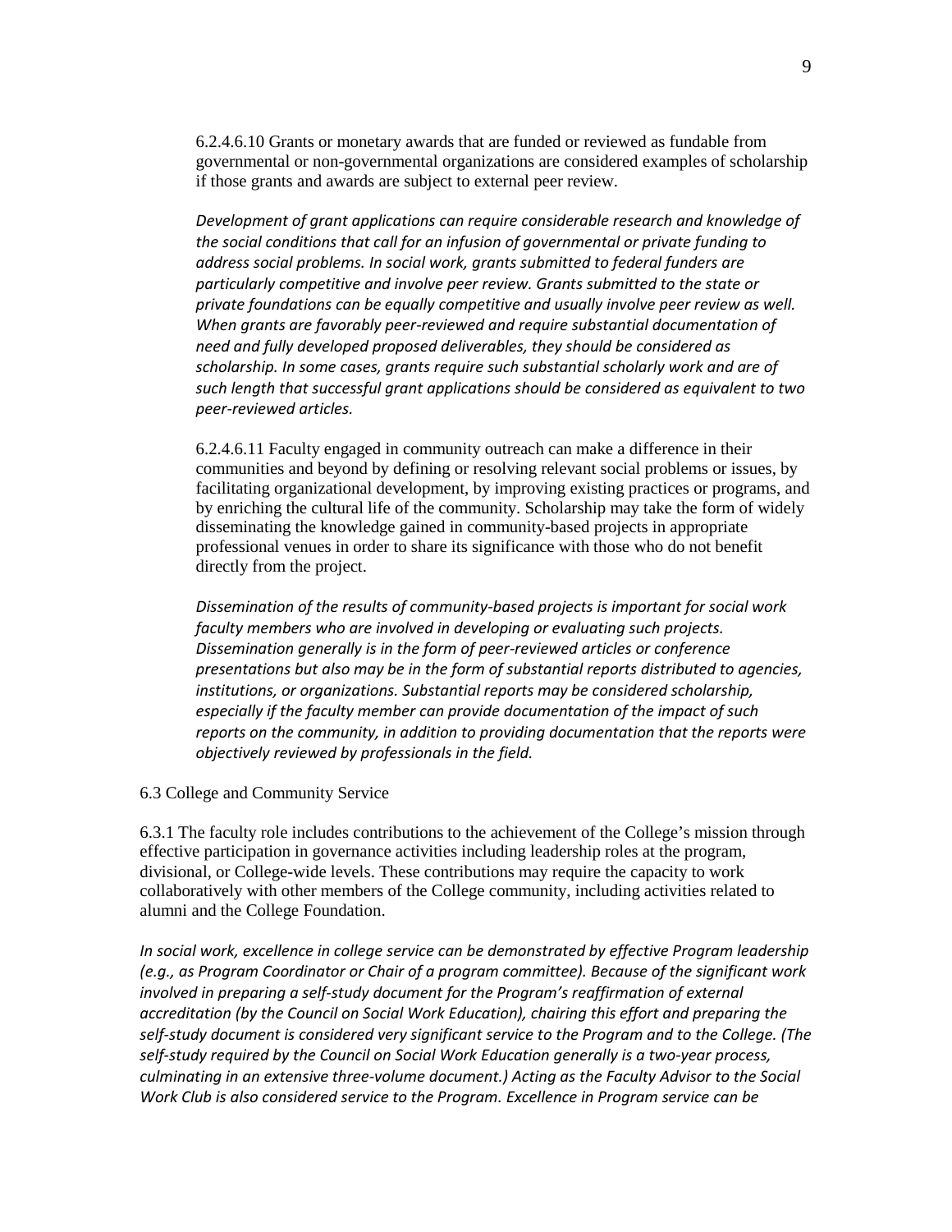6.2.4.6.10 Grants or monetary awards that are funded or reviewed as fundable from governmental or non-governmental organizations are considered examples of scholarship if those grants and awards are subject to external peer review.

*Development of grant applications can require considerable research and knowledge of the social conditions that call for an infusion of governmental or private funding to address social problems. In social work, grants submitted to federal funders are particularly competitive and involve peer review. Grants submitted to the state or private foundations can be equally competitive and usually involve peer review as well. When grants are favorably peer-reviewed and require substantial documentation of need and fully developed proposed deliverables, they should be considered as scholarship. In some cases, grants require such substantial scholarly work and are of such length that successful grant applications should be considered as equivalent to two peer-reviewed articles.*

6.2.4.6.11 Faculty engaged in community outreach can make a difference in their communities and beyond by defining or resolving relevant social problems or issues, by facilitating organizational development, by improving existing practices or programs, and by enriching the cultural life of the community. Scholarship may take the form of widely disseminating the knowledge gained in community-based projects in appropriate professional venues in order to share its significance with those who do not benefit directly from the project.

*Dissemination of the results of community-based projects is important for social work faculty members who are involved in developing or evaluating such projects. Dissemination generally is in the form of peer-reviewed articles or conference presentations but also may be in the form of substantial reports distributed to agencies, institutions, or organizations. Substantial reports may be considered scholarship, especially if the faculty member can provide documentation of the impact of such reports on the community, in addition to providing documentation that the reports were objectively reviewed by professionals in the field.*

6.3 College and Community Service

6.3.1 The faculty role includes contributions to the achievement of the College's mission through effective participation in governance activities including leadership roles at the program, divisional, or College-wide levels. These contributions may require the capacity to work collaboratively with other members of the College community, including activities related to alumni and the College Foundation.

*In social work, excellence in college service can be demonstrated by effective Program leadership (e.g., as Program Coordinator or Chair of a program committee). Because of the significant work involved in preparing a self-study document for the Program's reaffirmation of external accreditation (by the Council on Social Work Education), chairing this effort and preparing the self-study document is considered very significant service to the Program and to the College. (The self-study required by the Council on Social Work Education generally is a two-year process, culminating in an extensive three-volume document.) Acting as the Faculty Advisor to the Social Work Club is also considered service to the Program. Excellence in Program service can be*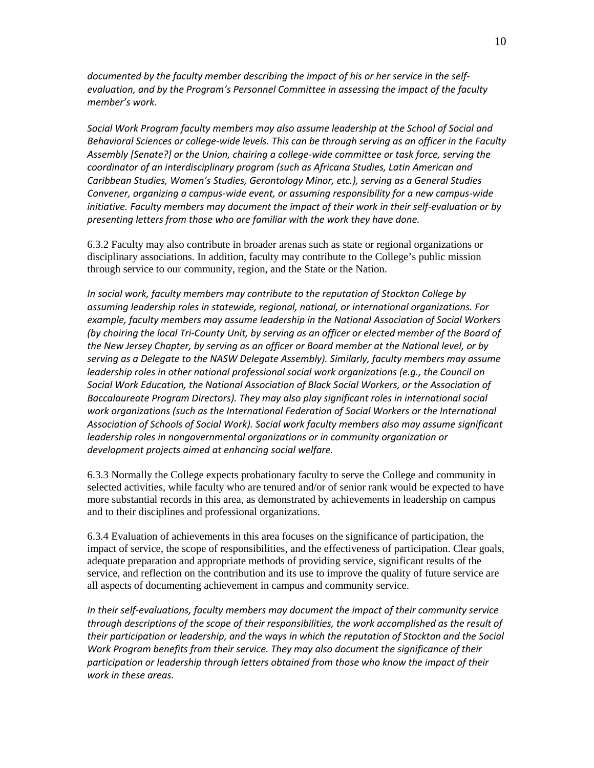*documented by the faculty member describing the impact of his or her service in the self-evaluation, and by the Program's Personnel Committee in assessing the impact of the faculty member's work.*

*Social Work Program faculty members may also assume leadership at the School of Social and Behavioral Sciences or college-wide levels. This can be through serving as an officer in the Faculty Assembly [Senate?] or the Union, chairing a college-wide committee or task force, serving the coordinator of an interdisciplinary program (such as Africana Studies, Latin American and Caribbean Studies, Women's Studies, Gerontology Minor, etc.), serving as a General Studies Convener, organizing a campus-wide event, or assuming responsibility for a new campus-wide initiative. Faculty members may document the impact of their work in their self-evaluation or by presenting letters from those who are familiar with the work they have done.*

6.3.2 Faculty may also contribute in broader arenas such as state or regional organizations or disciplinary associations. In addition, faculty may contribute to the College's public mission through service to our community, region, and the State or the Nation.

*In social work, faculty members may contribute to the reputation of Stockton College by assuming leadership roles in statewide, regional, national, or international organizations. For example, faculty members may assume leadership in the National Association of Social Workers (by chairing the local Tri-County Unit, by serving as an officer or elected member of the Board of the New Jersey Chapter, by serving as an officer or Board member at the National level, or by serving as a Delegate to the NASW Delegate Assembly). Similarly, faculty members may assume leadership roles in other national professional social work organizations (e.g., the Council on Social Work Education, the National Association of Black Social Workers, or the Association of Baccalaureate Program Directors). They may also play significant roles in international social work organizations (such as the International Federation of Social Workers or the International Association of Schools of Social Work). Social work faculty members also may assume significant leadership roles in nongovernmental organizations or in community organization or development projects aimed at enhancing social welfare.*

6.3.3 Normally the College expects probationary faculty to serve the College and community in selected activities, while faculty who are tenured and/or of senior rank would be expected to have more substantial records in this area, as demonstrated by achievements in leadership on campus and to their disciplines and professional organizations.

6.3.4 Evaluation of achievements in this area focuses on the significance of participation, the impact of service, the scope of responsibilities, and the effectiveness of participation. Clear goals, adequate preparation and appropriate methods of providing service, significant results of the service, and reflection on the contribution and its use to improve the quality of future service are all aspects of documenting achievement in campus and community service.

*In their self-evaluations, faculty members may document the impact of their community service through descriptions of the scope of their responsibilities, the work accomplished as the result of their participation or leadership, and the ways in which the reputation of Stockton and the Social Work Program benefits from their service. They may also document the significance of their participation or leadership through letters obtained from those who know the impact of their work in these areas.*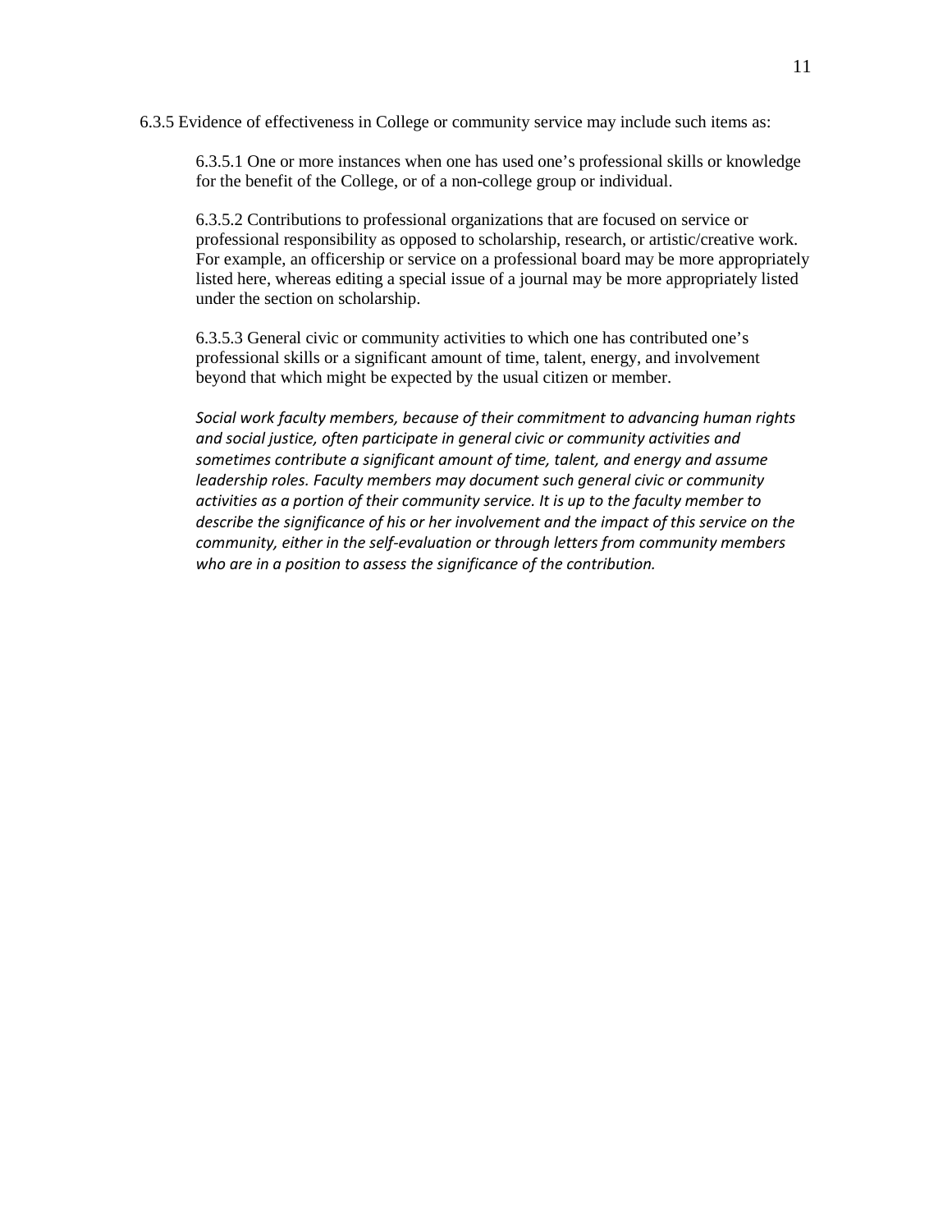6.3.5 Evidence of effectiveness in College or community service may include such items as:

6.3.5.1 One or more instances when one has used one's professional skills or knowledge for the benefit of the College, or of a non-college group or individual.

6.3.5.2 Contributions to professional organizations that are focused on service or professional responsibility as opposed to scholarship, research, or artistic/creative work. For example, an officership or service on a professional board may be more appropriately listed here, whereas editing a special issue of a journal may be more appropriately listed under the section on scholarship.

6.3.5.3 General civic or community activities to which one has contributed one's professional skills or a significant amount of time, talent, energy, and involvement beyond that which might be expected by the usual citizen or member.

*Social work faculty members, because of their commitment to advancing human rights and social justice, often participate in general civic or community activities and sometimes contribute a significant amount of time, talent, and energy and assume leadership roles. Faculty members may document such general civic or community activities as a portion of their community service. It is up to the faculty member to describe the significance of his or her involvement and the impact of this service on the community, either in the self-evaluation or through letters from community members who are in a position to assess the significance of the contribution.*